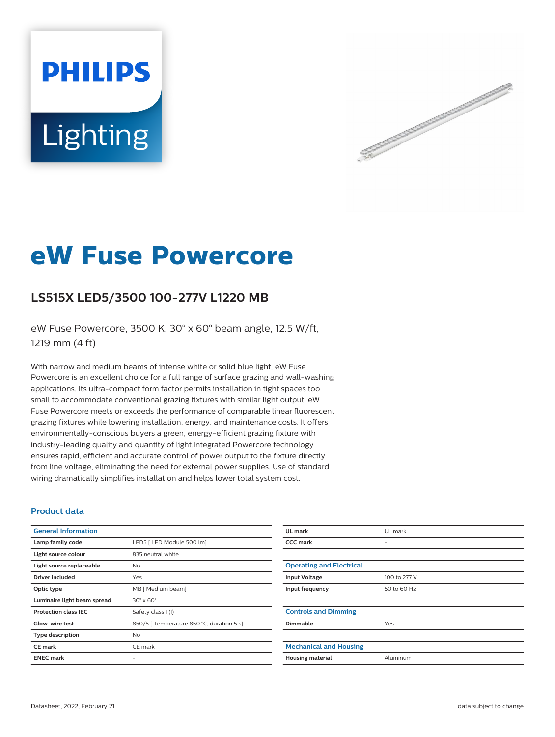PHILIPS

Lighting

# eW Fuse Powercore

## LS515X LED5/3500 100-277V L1220 MB

eW Fuse Powercore, 3500 K, 30° x 60° beam angle, 12.5 W/ft, 1219 mm (4 ft)

With narrow and medium beams of intense white or solid blue light, eW Fuse Powercore is an excellent choice for a full range of surface grazing and wall-washing applications. Its ultra-compact form factor permits installation in tight spaces too small to accommodate conventional grazing fixtures with similar light output. eW Fuse Powercore meets or exceeds the performance of comparable linear fluorescent grazing fixtures while lowering installation, energy, and maintenance costs. It offers environmentally-conscious buyers a green, energy-efficient grazing fixture with industry-leading quality and quantity of light.Integrated Powercore technology ensures rapid, efficient and accurate control of power output to the fixture directly from line voltage, eliminating the need for external power supplies. Use of standard wiring dramatically simplifies installation and helps lower total system cost.

### Product data

| General Information | |
|---|---|
| **Lamp family code** | LED5 [ LED Module 500 lm] |
| **Light source colour** | 835 neutral white |
| **Light source replaceable** | No |
| **Driver included** | Yes |
| **Optic type** | MB [ Medium beam] |
| **Luminaire light beam spread** | 30° x 60° |
| **Protection class IEC** | Safety class I (I) |
| **Glow-wire test** | 850/5 [ Temperature 850 °C, duration 5 s] |
| **Type description** | No |
| **CE mark** | CE mark |
| **ENEC mark** | - |
| **UL mark** | UL mark |
| **CCC mark** | - |

| Operating and Electrical | |
|---|---|
| **Input Voltage** | 100 to 277 V |
| **Input frequency** | 50 to 60 Hz |

| Controls and Dimming | |
|---|---|
| **Dimmable** | Yes |

| Mechanical and Housing | |
|---|---|
| **Housing material** | Aluminum |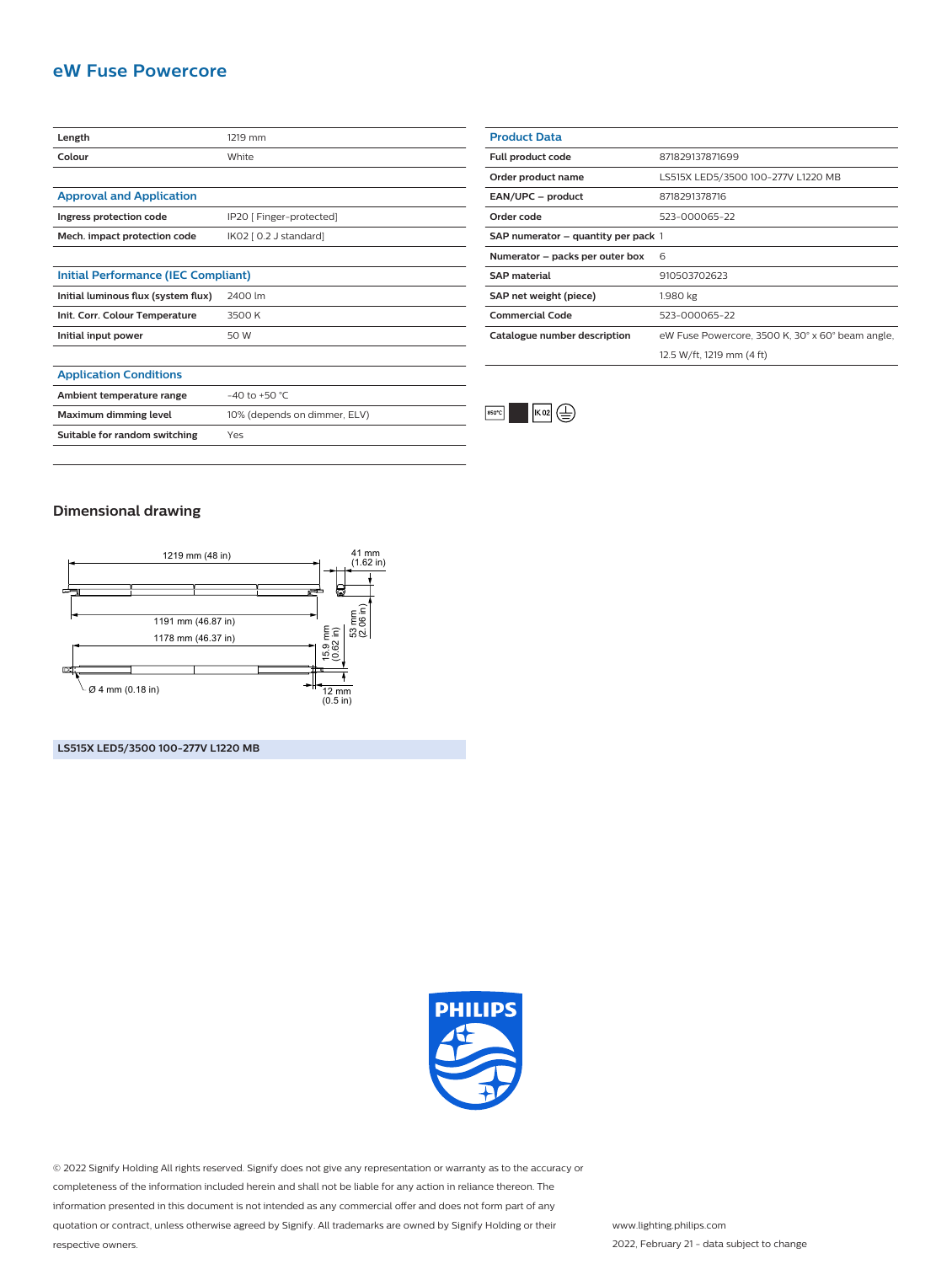## eW Fuse Powercore

| | |
|---|---|
| Length | 1219 mm |
| Colour | White |

### Approval and Application

| | |
|---|---|
| Ingress protection code | IP20 [ Finger-protected] |
| Mech. impact protection code | IK02 [ 0.2 J standard] |

### Initial Performance (IEC Compliant)

| | |
|---|---|
| Initial luminous flux (system flux) | 2400 lm |
| Init. Corr. Colour Temperature | 3500 K |
| Initial input power | 50 W |

### Application Conditions

| | |
|---|---|
| Ambient temperature range | -40 to +50 °C |
| Maximum dimming level | 10% (depends on dimmer, ELV) |
| Suitable for random switching | Yes |

### Product Data

| | |
|---|---|
| Full product code | 871829137871699 |
| Order product name | LS515X LED5/3500 100-277V L1220 MB |
| EAN/UPC – product | 8718291378716 |
| Order code | 523-000065-22 |
| SAP numerator – quantity per pack | 1 |
| Numerator – packs per outer box | 6 |
| SAP material | 910503702623 |
| SAP net weight (piece) | 1.980 kg |
| Commercial Code | 523-000065-22 |
| Catalogue number description | eW Fuse Powercore, 3500 K, 30° x 60° beam angle, 12.5 W/ft, 1219 mm (4 ft) |

850°C IK 02

## Dimensional drawing

1219 mm (48 in)
41 mm (1.62 in)
1191 mm (46.87 in)
1178 mm (46.37 in)
15.9 mm (0.62 in)
53 mm (2.06 in)
Ø 4 mm (0.18 in)
12 mm (0.5 in)

**LS515X LED5/3500 100-277V L1220 MB**

© 2022 Signify Holding All rights reserved. Signify does not give any representation or warranty as to the accuracy or completeness of the information included herein and shall not be liable for any action in reliance thereon. The information presented in this document is not intended as any commercial offer and does not form part of any quotation or contract, unless otherwise agreed by Signify. All trademarks are owned by Signify Holding or their respective owners.

www.lighting.philips.com

2022, February 21 - data subject to change